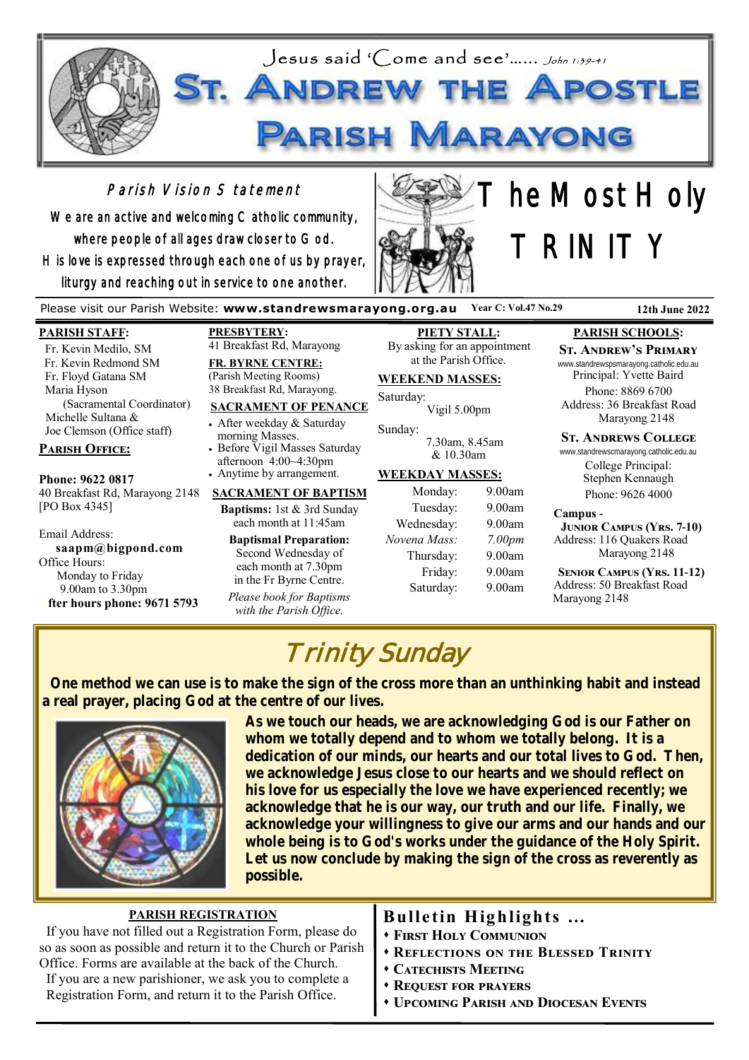Jesus said 'Come and see'…… *John 1:39-41*

# St. Andrew the Apostle Parish Marayong

## Parish Vision Statement

We are an active and welcoming Catholic community, where people of all ages draw closer to God. His love is expressed through each one of us by prayer, liturgy and reaching out in service to one another.

# The Most Holy TRINITY

Please visit our Parish Website: **www.standrewsmarayong.org.au** **Year C: Vol.47 No.29** **12th June 2022**

**PARISH STAFF:**

Fr. Kevin Medilo, SM
Fr. Kevin Redmond SM
Fr. Floyd Gatana SM
Maria Hyson (Sacramental Coordinator)
Michelle Sultana & Joe Clemson (Office staff)

**PARISH OFFICE:**

**Phone: 9622 0817**
40 Breakfast Rd, Marayong 2148
[PO Box 4345]

Email Address:
**saapm@bigpond.com**
Office Hours:
Monday to Friday
9.00am to 3.30pm
**fter hours phone: 9671 5793**

**PRESBYTERY:**
41 Breakfast Rd, Marayong

**FR. BYRNE CENTRE:**
(Parish Meeting Rooms)
38 Breakfast Rd, Marayong.

**SACRAMENT OF PENANCE**

- After weekday & Saturday morning Masses.
- Before Vigil Masses Saturday afternoon 4:00~4:30pm
- Anytime by arrangement.

**SACRAMENT OF BAPTISM**

**Baptisms:** 1st & 3rd Sunday each month at 11:45am

**Baptismal Preparation:** Second Wednesday of each month at 7.30pm in the Fr Byrne Centre.

*Please book for Baptisms with the Parish Office.*

**PIETY STALL:**
By asking for an appointment at the Parish Office.

**WEEKEND MASSES:**

Saturday:
Vigil 5.00pm

Sunday:
7.30am, 8.45am & 10.30am

**WEEKDAY MASSES:**

| | |
|---|---|
| Monday: | 9.00am |
| Tuesday: | 9.00am |
| Wednesday: | 9.00am |
| *Novena Mass:* | *7.00pm* |
| Thursday: | 9.00am |
| Friday: | 9.00am |
| Saturday: | 9.00am |

**PARISH SCHOOLS:**

**ST. ANDREW'S PRIMARY**
www.standrewspsmarayong.catholic.edu.au
Principal: Yvette Baird
Phone: 8869 6700
Address: 36 Breakfast Road Marayong 2148

**ST. ANDREWS COLLEGE**
www.standrewscmarayong.catholic.edu.au
College Principal: Stephen Kennaugh
Phone: 9626 4000

**Campus -**
**JUNIOR CAMPUS (YRS. 7-10)**
Address: 116 Quakers Road Marayong 2148

**SENIOR CAMPUS (YRS. 11-12)**
Address: 50 Breakfast Road Marayong 2148

## Trinity Sunday

**One method we can use is to make the sign of the cross more than an unthinking habit and instead a real prayer, placing God at the centre of our lives.**

**As we touch our heads, we are acknowledging God is our Father on whom we totally depend and to whom we totally belong. It is a dedication of our minds, our hearts and our total lives to God. Then, we acknowledge Jesus close to our hearts and we should reflect on his love for us especially the love we have experienced recently; we acknowledge that he is our way, our truth and our life. Finally, we acknowledge your willingness to give our arms and our hands and our whole being is to God's works under the guidance of the Holy Spirit. Let us now conclude by making the sign of the cross as reverently as possible.**

**PARISH REGISTRATION**

If you have not filled out a Registration Form, please do so as soon as possible and return it to the Church or Parish Office. Forms are available at the back of the Church.
If you are a new parishioner, we ask you to complete a Registration Form, and return it to the Parish Office.

## Bulletin Highlights …

- First Holy Communion
- Reflections on the Blessed Trinity
- Catechists Meeting
- Request for prayers
- Upcoming Parish and Diocesan Events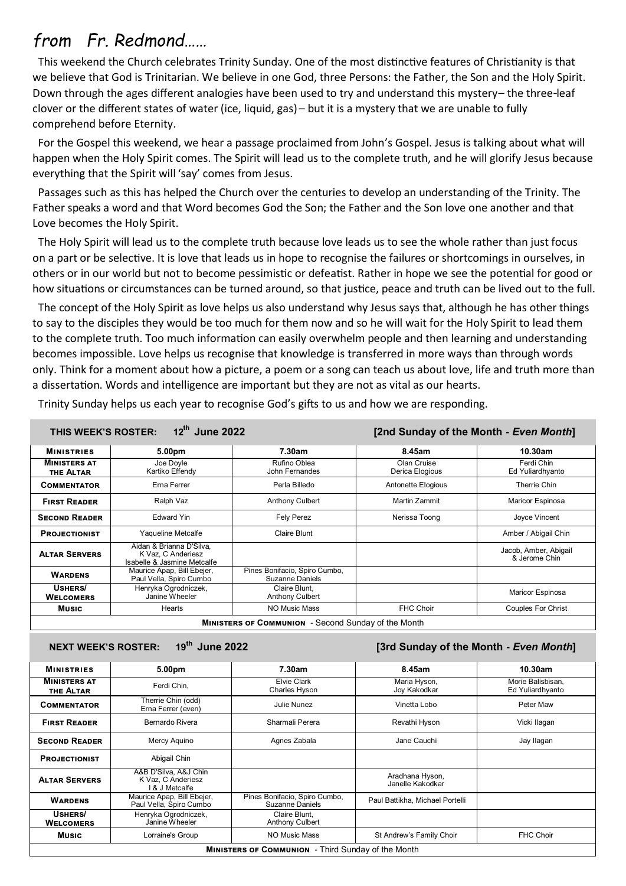# from Fr. Redmond……

This weekend the Church celebrates Trinity Sunday. One of the most distinctive features of Christianity is that we believe that God is Trinitarian. We believe in one God, three Persons: the Father, the Son and the Holy Spirit. Down through the ages different analogies have been used to try and understand this mystery– the three-leaf clover or the different states of water (ice, liquid, gas)– but it is a mystery that we are unable to fully comprehend before Eternity.

For the Gospel this weekend, we hear a passage proclaimed from John's Gospel. Jesus is talking about what will happen when the Holy Spirit comes. The Spirit will lead us to the complete truth, and he will glorify Jesus because everything that the Spirit will 'say' comes from Jesus.

Passages such as this has helped the Church over the centuries to develop an understanding of the Trinity. The Father speaks a word and that Word becomes God the Son; the Father and the Son love one another and that Love becomes the Holy Spirit.

The Holy Spirit will lead us to the complete truth because love leads us to see the whole rather than just focus on a part or be selective. It is love that leads us in hope to recognise the failures or shortcomings in ourselves, in others or in our world but not to become pessimistic or defeatist. Rather in hope we see the potential for good or how situations or circumstances can be turned around, so that justice, peace and truth can be lived out to the full.

The concept of the Holy Spirit as love helps us also understand why Jesus says that, although he has other things to say to the disciples they would be too much for them now and so he will wait for the Holy Spirit to lead them to the complete truth. Too much information can easily overwhelm people and then learning and understanding becomes impossible. Love helps us recognise that knowledge is transferred in more ways than through words only. Think for a moment about how a picture, a poem or a song can teach us about love, life and truth more than a dissertation. Words and intelligence are important but they are not as vital as our hearts.

Trinity Sunday helps us each year to recognise God's gifts to us and how we are responding.

**THIS WEEK'S ROSTER: 12th June 2022** **[2nd Sunday of the Month - *Even Month*]**

| MINISTRIES | 5.00pm | 7.30am | 8.45am | 10.30am |
|---|---|---|---|---|
| MINISTERS AT THE ALTAR | Joe Doyle<br>Kartiko Effendy | Rufino Oblea<br>John Fernandes | Olan Cruise<br>Derica Elogious | Ferdi Chin<br>Ed Yuliardhyanto |
| COMMENTATOR | Erna Ferrer | Perla Billedo | Antonette Elogious | Therrie Chin |
| FIRST READER | Ralph Vaz | Anthony Culbert | Martin Zammit | Maricor Espinosa |
| SECOND READER | Edward Yin | Fely Perez | Nerissa Toong | Joyce Vincent |
| PROJECTIONIST | Yaqueline Metcalfe | Claire Blunt | | Amber / Abigail Chin |
| ALTAR SERVERS | Aidan & Brianna D'Silva,<br>K Vaz, C Anderiesz<br>Isabelle & Jasmine Metcalfe | | | Jacob, Amber, Abigail & Jerome Chin |
| WARDENS | Maurice Apap, Bill Ebejer,<br>Paul Vella, Spiro Cumbo | Pines Bonifacio, Spiro Cumbo,<br>Suzanne Daniels | | |
| USHERS/ WELCOMERS | Henryka Ogrodniczek,<br>Janine Wheeler | Claire Blunt,<br>Anthony Culbert | | Maricor Espinosa |
| MUSIC | Hearts | NO Music Mass | FHC Choir | Couples For Christ |
| **MINISTERS OF COMMUNION** - Second Sunday of the Month | | | | |

**NEXT WEEK'S ROSTER: 19th June 2022** **[3rd Sunday of the Month - *Even Month*]**

| MINISTRIES | 5.00pm | 7.30am | 8.45am | 10.30am |
|---|---|---|---|---|
| MINISTERS AT THE ALTAR | Ferdi Chin, | Elvie Clark<br>Charles Hyson | Maria Hyson,<br>Joy Kakodkar | Morie Balisbisan,<br>Ed Yuliardhyanto |
| COMMENTATOR | Therrie Chin (odd)<br>Erna Ferrer (even) | Julie Nunez | Vinetta Lobo | Peter Maw |
| FIRST READER | Bernardo Rivera | Sharmali Perera | Revathi Hyson | Vicki Ilagan |
| SECOND READER | Mercy Aquino | Agnes Zabala | Jane Cauchi | Jay Ilagan |
| PROJECTIONIST | Abigail Chin | | | |
| ALTAR SERVERS | A&B D'Silva, A&J Chin<br>K Vaz, C Anderiesz<br>I & J Metcalfe | | Aradhana Hyson,<br>Janelle Kakodkar | |
| WARDENS | Maurice Apap, Bill Ebejer,<br>Paul Vella, Spiro Cumbo | Pines Bonifacio, Spiro Cumbo,<br>Suzanne Daniels | Paul Battikha, Michael Portelli | |
| USHERS/ WELCOMERS | Henryka Ogrodniczek,<br>Janine Wheeler | Claire Blunt,<br>Anthony Culbert | | |
| MUSIC | Lorraine's Group | NO Music Mass | St Andrew's Family Choir | FHC Choir |
| **MINISTERS OF COMMUNION** - Third Sunday of the Month | | | | |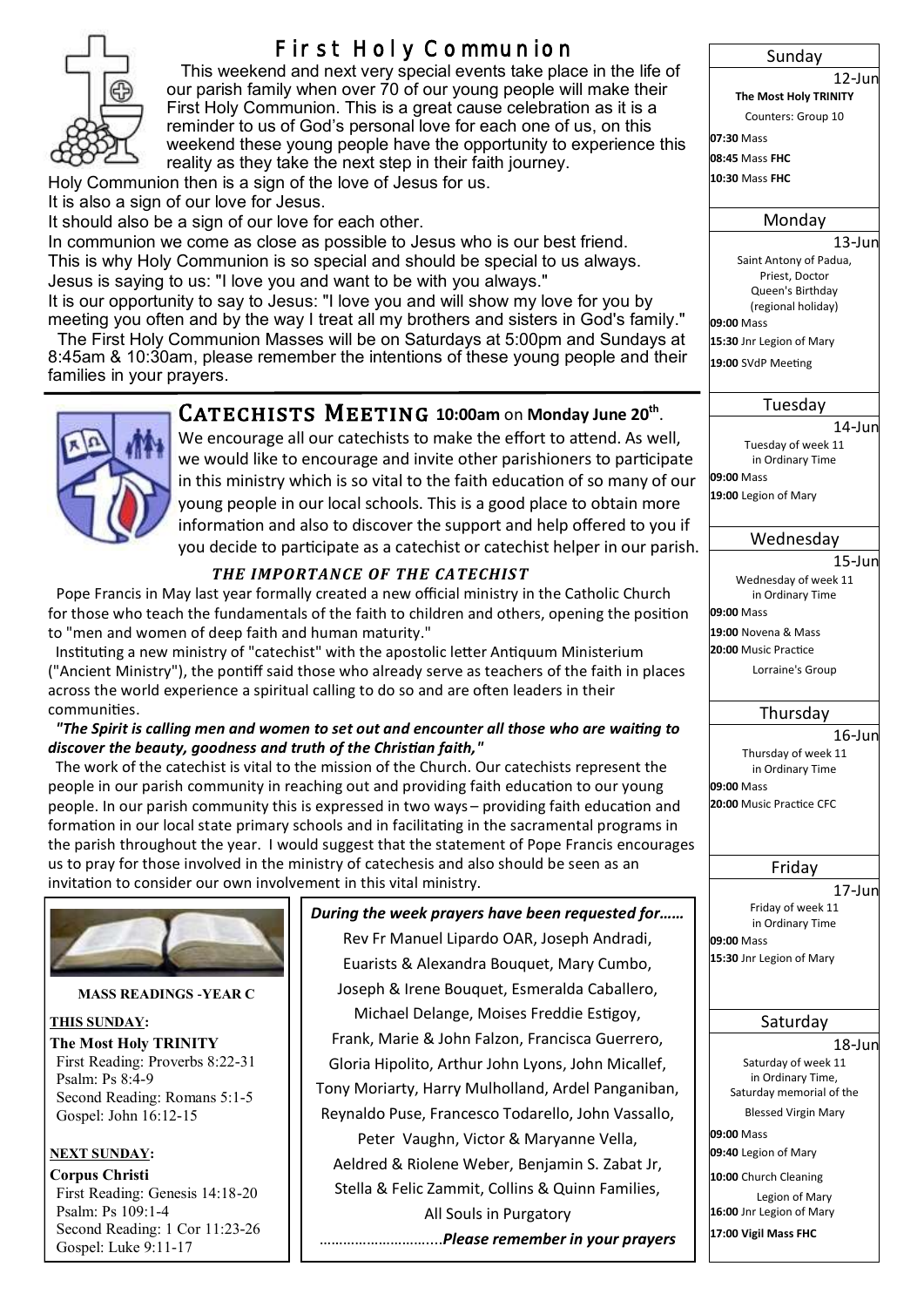# First Holy Communion

This weekend and next very special events take place in the life of our parish family when over 70 of our young people will make their First Holy Communion. This is a great cause celebration as it is a reminder to us of God's personal love for each one of us, on this weekend these young people have the opportunity to experience this reality as they take the next step in their faith journey.

Holy Communion then is a sign of the love of Jesus for us.
It is also a sign of our love for Jesus.
It should also be a sign of our love for each other.
In communion we come as close as possible to Jesus who is our best friend.
This is why Holy Communion is so special and should be special to us always.
Jesus is saying to us: "I love you and want to be with you always."
It is our opportunity to say to Jesus: "I love you and will show my love for you by meeting you often and by the way I treat all my brothers and sisters in God's family."

The First Holy Communion Masses will be on Saturdays at 5:00pm and Sundays at 8:45am & 10:30am, please remember the intentions of these young people and their families in your prayers.

## Catechists Meeting **10:00am** on **Monday June 20th**.

We encourage all our catechists to make the effort to attend. As well, we would like to encourage and invite other parishioners to participate in this ministry which is so vital to the faith education of so many of our young people in our local schools. This is a good place to obtain more information and also to discover the support and help offered to you if you decide to participate as a catechist or catechist helper in our parish.

### *THE IMPORTANCE OF THE CATECHIST*

Pope Francis in May last year formally created a new official ministry in the Catholic Church for those who teach the fundamentals of the faith to children and others, opening the position to "men and women of deep faith and human maturity."

Instituting a new ministry of "catechist" with the apostolic letter Antiquum Ministerium ("Ancient Ministry"), the pontiff said those who already serve as teachers of the faith in places across the world experience a spiritual calling to do so and are often leaders in their communities.

***"The Spirit is calling men and women to set out and encounter all those who are waiting to discover the beauty, goodness and truth of the Christian faith,"***

The work of the catechist is vital to the mission of the Church. Our catechists represent the people in our parish community in reaching out and providing faith education to our young people. In our parish community this is expressed in two ways – providing faith education and formation in our local state primary schools and in facilitating in the sacramental programs in the parish throughout the year. I would suggest that the statement of Pope Francis encourages us to pray for those involved in the ministry of catechesis and also should be seen as an invitation to consider our own involvement in this vital ministry.

**MASS READINGS -YEAR C**

**THIS SUNDAY:**

**The Most Holy TRINITY**
First Reading: Proverbs 8:22-31
Psalm: Ps 8:4-9
Second Reading: Romans 5:1-5
Gospel: John 16:12-15

**NEXT SUNDAY:**

**Corpus Christi**
First Reading: Genesis 14:18-20
Psalm: Ps 109:1-4
Second Reading: 1 Cor 11:23-26
Gospel: Luke 9:11-17

***During the week prayers have been requested for……***

Rev Fr Manuel Lipardo OAR, Joseph Andradi, Euarists & Alexandra Bouquet, Mary Cumbo, Joseph & Irene Bouquet, Esmeralda Caballero, Michael Delange, Moises Freddie Estigoy, Frank, Marie & John Falzon, Francisca Guerrero, Gloria Hipolito, Arthur John Lyons, John Micallef, Tony Moriarty, Harry Mulholland, Ardel Panganiban, Reynaldo Puse, Francesco Todarello, John Vassallo, Peter Vaughn, Victor & Maryanne Vella, Aeldred & Riolene Weber, Benjamin S. Zabat Jr, Stella & Felic Zammit, Collins & Quinn Families, All Souls in Purgatory

…………………………..***Please remember in your prayers***

---

**Sunday** 12-Jun
**The Most Holy TRINITY**
Counters: Group 10
**07:30** Mass
**08:45** Mass **FHC**
**10:30** Mass **FHC**

**Monday** 13-Jun
Saint Antony of Padua, Priest, Doctor
Queen's Birthday (regional holiday)
**09:00** Mass
**15:30** Jnr Legion of Mary
**19:00** SVdP Meeting

**Tuesday** 14-Jun
Tuesday of week 11 in Ordinary Time
**09:00** Mass
**19:00** Legion of Mary

**Wednesday** 15-Jun
Wednesday of week 11 in Ordinary Time
**09:00** Mass
**19:00** Novena & Mass
**20:00** Music Practice Lorraine's Group

**Thursday** 16-Jun
Thursday of week 11 in Ordinary Time
**09:00** Mass
**20:00** Music Practice CFC

**Friday** 17-Jun
Friday of week 11 in Ordinary Time
**09:00** Mass
**15:30** Jnr Legion of Mary

**Saturday** 18-Jun
Saturday of week 11 in Ordinary Time, Saturday memorial of the Blessed Virgin Mary
**09:00** Mass
**09:40** Legion of Mary
**10:00** Church Cleaning Legion of Mary
**16:00** Jnr Legion of Mary
**17:00 Vigil Mass FHC**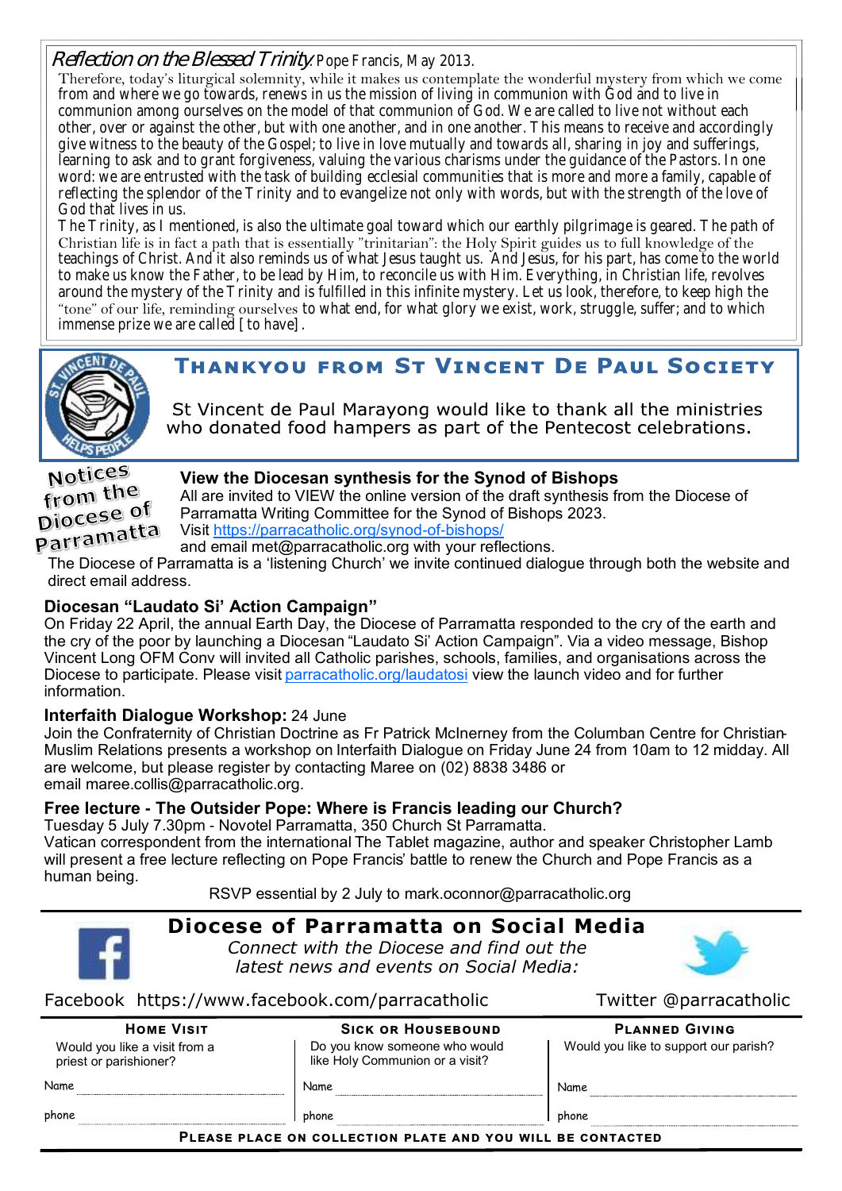*Reflection on the Blessed Trinity.* Pope Francis, May 2013.

Therefore, today's liturgical solemnity, while it makes us contemplate the wonderful mystery from which we come from and where we go towards, renews in us the mission of living in communion with God and to live in communion among ourselves on the model of that communion of God. We are called to live not without each other, over or against the other, but with one another, and in one another. This means to receive and accordingly give witness to the beauty of the Gospel; to live in love mutually and towards all, sharing in joy and sufferings, learning to ask and to grant forgiveness, valuing the various charisms under the guidance of the Pastors. In one word: we are entrusted with the task of building ecclesial communities that is more and more a family, capable of reflecting the splendor of the Trinity and to evangelize not only with words, but with the strength of the love of God that lives in us.

The Trinity, as I mentioned, is also the ultimate goal toward which our earthly pilgrimage is geared. The path of Christian life is in fact a path that is essentially "trinitarian": the Holy Spirit guides us to full knowledge of the teachings of Christ. And it also reminds us of what Jesus taught us. And Jesus, for his part, has come to the world to make us know the Father, to be lead by Him, to reconcile us with Him. Everything, in Christian life, revolves around the mystery of the Trinity and is fulfilled in this infinite mystery. Let us look, therefore, to keep high the "tone" of our life, reminding ourselves to what end, for what glory we exist, work, struggle, suffer; and to which immense prize we are called [to have].

## Thankyou from St Vincent De Paul Society

St Vincent de Paul Marayong would like to thank all the ministries who donated food hampers as part of the Pentecost celebrations.

## Notices from the Diocese of Parramatta

### View the Diocesan synthesis for the Synod of Bishops

All are invited to VIEW the online version of the draft synthesis from the Diocese of Parramatta Writing Committee for the Synod of Bishops 2023.
Visit https://parracatholic.org/synod-of-bishops/
and email met@parracatholic.org with your reflections.
The Diocese of Parramatta is a 'listening Church' we invite continued dialogue through both the website and direct email address.

### Diocesan "Laudato Si' Action Campaign"

On Friday 22 April, the annual Earth Day, the Diocese of Parramatta responded to the cry of the earth and the cry of the poor by launching a Diocesan "Laudato Si' Action Campaign". Via a video message, Bishop Vincent Long OFM Conv will invited all Catholic parishes, schools, families, and organisations across the Diocese to participate. Please visit parracatholic.org/laudatosi view the launch video and for further information.

### Interfaith Dialogue Workshop: 24 June

Join the Confraternity of Christian Doctrine as Fr Patrick McInerney from the Columban Centre for Christian-Muslim Relations presents a workshop on Interfaith Dialogue on Friday June 24 from 10am to 12 midday. All are welcome, but please register by contacting Maree on (02) 8838 3486 or email maree.collis@parracatholic.org.

### Free lecture - The Outsider Pope: Where is Francis leading our Church?

Tuesday 5 July 7.30pm - Novotel Parramatta, 350 Church St Parramatta.
Vatican correspondent from the international The Tablet magazine, author and speaker Christopher Lamb will present a free lecture reflecting on Pope Francis' battle to renew the Church and Pope Francis as a human being.

RSVP essential by 2 July to mark.oconnor@parracatholic.org

## Diocese of Parramatta on Social Media

*Connect with the Diocese and find out the latest news and events on Social Media:*

Facebook https://www.facebook.com/parracatholic

Twitter @parracatholic

| Home Visit | Sick or Housebound | Planned Giving |
|---|---|---|
| Would you like a visit from a priest or parishioner? | Do you know someone who would like Holy Communion or a visit? | Would you like to support our parish? |
| Name | Name | Name |
| phone | phone | phone |

**Please place on collection plate and you will be contacted**